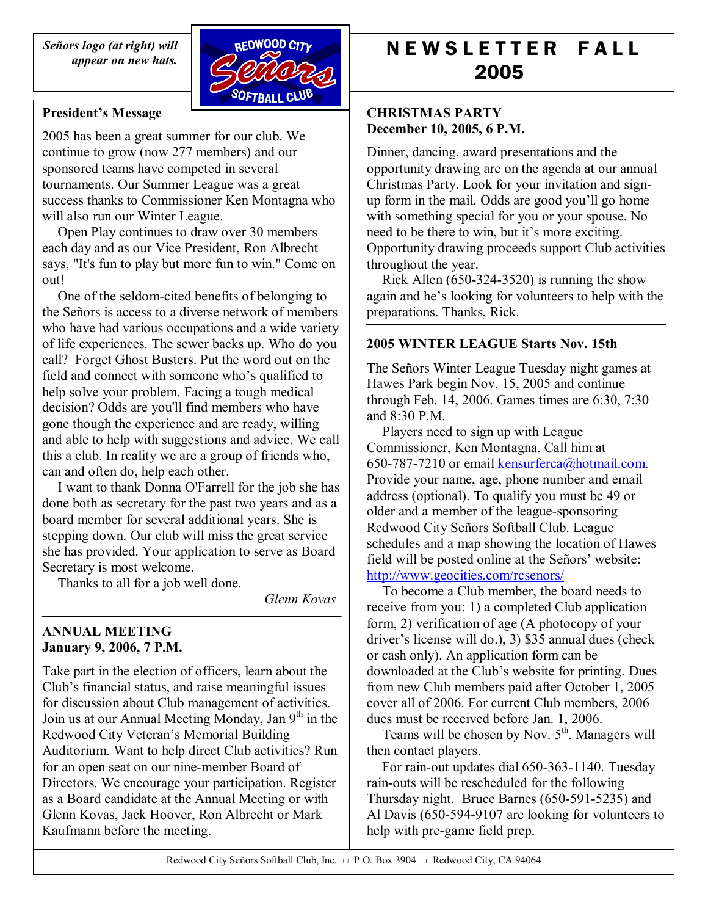*Señors logo (at right) will appear on new hats.*

# NEWSLETTER FALL 2005

## President's Message

2005 has been a great summer for our club. We continue to grow (now 277 members) and our sponsored teams have competed in several tournaments. Our Summer League was a great success thanks to Commissioner Ken Montagna who will also run our Winter League.

Open Play continues to draw over 30 members each day and as our Vice President, Ron Albrecht says, "It's fun to play but more fun to win." Come on out!

One of the seldom-cited benefits of belonging to the Señors is access to a diverse network of members who have had various occupations and a wide variety of life experiences. The sewer backs up. Who do you call? Forget Ghost Busters. Put the word out on the field and connect with someone who's qualified to help solve your problem. Facing a tough medical decision? Odds are you'll find members who have gone though the experience and are ready, willing and able to help with suggestions and advice. We call this a club. In reality we are a group of friends who, can and often do, help each other.

I want to thank Donna O'Farrell for the job she has done both as secretary for the past two years and as a board member for several additional years. She is stepping down. Our club will miss the great service she has provided. Your application to serve as Board Secretary is most welcome.

Thanks to all for a job well done.

*Glenn Kovas*

## ANNUAL MEETING
**January 9, 2006, 7 P.M.**

Take part in the election of officers, learn about the Club's financial status, and raise meaningful issues for discussion about Club management of activities. Join us at our Annual Meeting Monday, Jan 9th in the Redwood City Veteran's Memorial Building Auditorium. Want to help direct Club activities? Run for an open seat on our nine-member Board of Directors. We encourage your participation. Register as a Board candidate at the Annual Meeting or with Glenn Kovas, Jack Hoover, Ron Albrecht or Mark Kaufmann before the meeting.

## CHRISTMAS PARTY
**December 10, 2005, 6 P.M.**

Dinner, dancing, award presentations and the opportunity drawing are on the agenda at our annual Christmas Party. Look for your invitation and sign-up form in the mail. Odds are good you'll go home with something special for you or your spouse. No need to be there to win, but it's more exciting. Opportunity drawing proceeds support Club activities throughout the year.

Rick Allen (650-324-3520) is running the show again and he's looking for volunteers to help with the preparations. Thanks, Rick.

## 2005 WINTER LEAGUE Starts Nov. 15th

The Señors Winter League Tuesday night games at Hawes Park begin Nov. 15, 2005 and continue through Feb. 14, 2006. Games times are 6:30, 7:30 and 8:30 P.M.

Players need to sign up with League Commissioner, Ken Montagna. Call him at 650-787-7210 or email kensurferca@hotmail.com. Provide your name, age, phone number and email address (optional). To qualify you must be 49 or older and a member of the league-sponsoring Redwood City Señors Softball Club. League schedules and a map showing the location of Hawes field will be posted online at the Señors' website: http://www.geocities.com/rcsenors/

To become a Club member, the board needs to receive from you: 1) a completed Club application form, 2) verification of age (A photocopy of your driver's license will do.), 3) $35 annual dues (check or cash only). An application form can be downloaded at the Club's website for printing. Dues from new Club members paid after October 1, 2005 cover all of 2006. For current Club members, 2006 dues must be received before Jan. 1, 2006.

Teams will be chosen by Nov. 5th. Managers will then contact players.

For rain-out updates dial 650-363-1140. Tuesday rain-outs will be rescheduled for the following Thursday night. Bruce Barnes (650-591-5235) and Al Davis (650-594-9107 are looking for volunteers to help with pre-game field prep.

Redwood City Señors Softball Club, Inc. □ P.O. Box 3904 □ Redwood City, CA 94064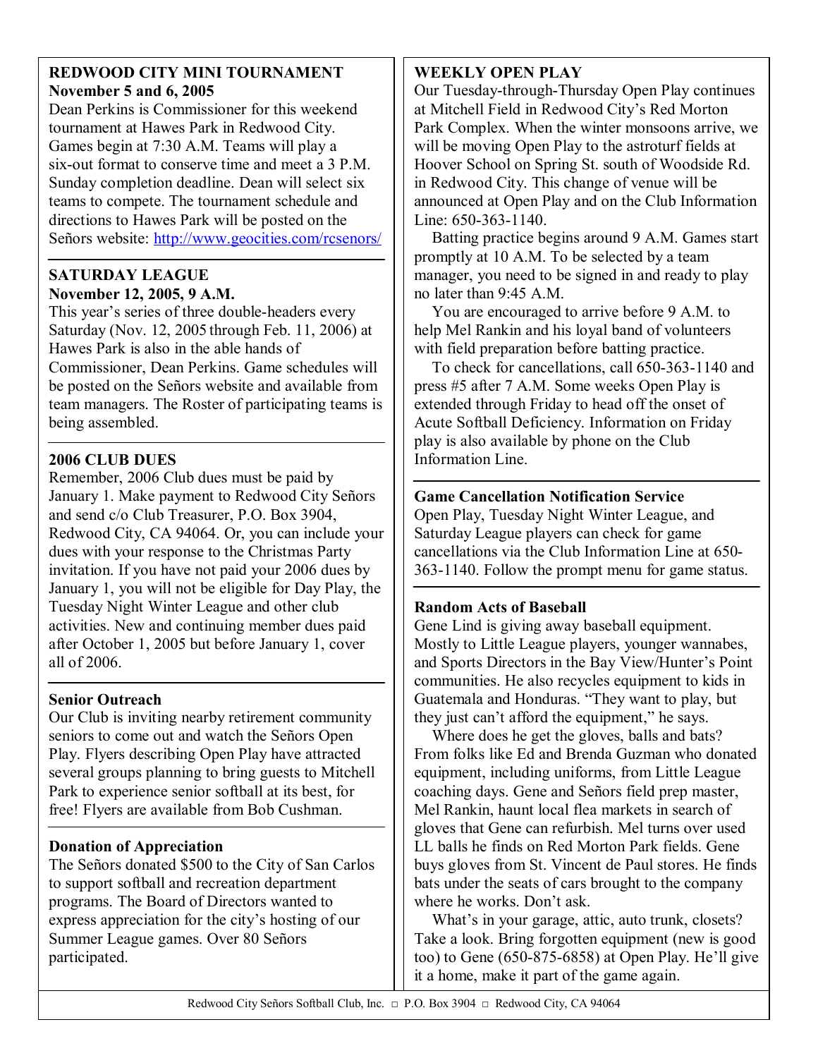## REDWOOD CITY MINI TOURNAMENT
**November 5 and 6, 2005**

Dean Perkins is Commissioner for this weekend tournament at Hawes Park in Redwood City. Games begin at 7:30 A.M. Teams will play a six-out format to conserve time and meet a 3 P.M. Sunday completion deadline. Dean will select six teams to compete. The tournament schedule and directions to Hawes Park will be posted on the Señors website: http://www.geocities.com/rcsenors/

## SATURDAY LEAGUE
**November 12, 2005, 9 A.M.**

This year's series of three double-headers every Saturday (Nov. 12, 2005 through Feb. 11, 2006) at Hawes Park is also in the able hands of Commissioner, Dean Perkins. Game schedules will be posted on the Señors website and available from team managers. The Roster of participating teams is being assembled.

## 2006 CLUB DUES

Remember, 2006 Club dues must be paid by January 1. Make payment to Redwood City Señors and send c/o Club Treasurer, P.O. Box 3904, Redwood City, CA 94064. Or, you can include your dues with your response to the Christmas Party invitation. If you have not paid your 2006 dues by January 1, you will not be eligible for Day Play, the Tuesday Night Winter League and other club activities. New and continuing member dues paid after October 1, 2005 but before January 1, cover all of 2006.

## Senior Outreach

Our Club is inviting nearby retirement community seniors to come out and watch the Señors Open Play. Flyers describing Open Play have attracted several groups planning to bring guests to Mitchell Park to experience senior softball at its best, for free! Flyers are available from Bob Cushman.

## Donation of Appreciation

The Señors donated $500 to the City of San Carlos to support softball and recreation department programs. The Board of Directors wanted to express appreciation for the city's hosting of our Summer League games. Over 80 Señors participated.

## WEEKLY OPEN PLAY

Our Tuesday-through-Thursday Open Play continues at Mitchell Field in Redwood City's Red Morton Park Complex. When the winter monsoons arrive, we will be moving Open Play to the astroturf fields at Hoover School on Spring St. south of Woodside Rd. in Redwood City. This change of venue will be announced at Open Play and on the Club Information Line: 650-363-1140.

Batting practice begins around 9 A.M. Games start promptly at 10 A.M. To be selected by a team manager, you need to be signed in and ready to play no later than 9:45 A.M.

You are encouraged to arrive before 9 A.M. to help Mel Rankin and his loyal band of volunteers with field preparation before batting practice.

To check for cancellations, call 650-363-1140 and press #5 after 7 A.M. Some weeks Open Play is extended through Friday to head off the onset of Acute Softball Deficiency. Information on Friday play is also available by phone on the Club Information Line.

## Game Cancellation Notification Service

Open Play, Tuesday Night Winter League, and Saturday League players can check for game cancellations via the Club Information Line at 650-363-1140. Follow the prompt menu for game status.

## Random Acts of Baseball

Gene Lind is giving away baseball equipment. Mostly to Little League players, younger wannabes, and Sports Directors in the Bay View/Hunter's Point communities. He also recycles equipment to kids in Guatemala and Honduras. "They want to play, but they just can't afford the equipment," he says.

Where does he get the gloves, balls and bats? From folks like Ed and Brenda Guzman who donated equipment, including uniforms, from Little League coaching days. Gene and Señors field prep master, Mel Rankin, haunt local flea markets in search of gloves that Gene can refurbish. Mel turns over used LL balls he finds on Red Morton Park fields. Gene buys gloves from St. Vincent de Paul stores. He finds bats under the seats of cars brought to the company where he works. Don't ask.

What's in your garage, attic, auto trunk, closets? Take a look. Bring forgotten equipment (new is good too) to Gene (650-875-6858) at Open Play. He'll give it a home, make it part of the game again.

Redwood City Señors Softball Club, Inc. □ P.O. Box 3904 □ Redwood City, CA 94064